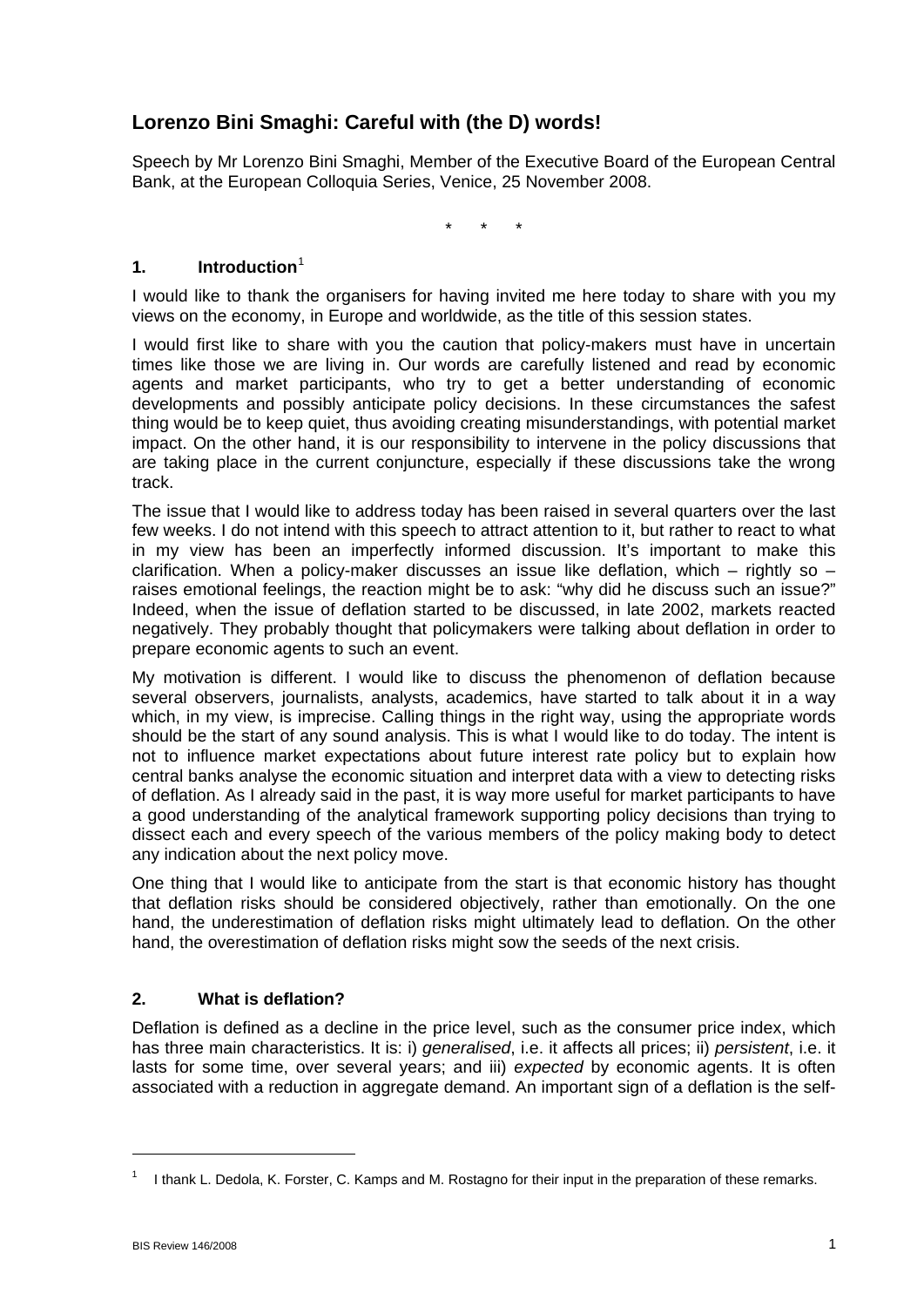# Lorenzo Bini Smaghi: Careful with (the D) words!

Speech by Mr Lorenzo Bini Smaghi, Member of the Executive Board of the European Central Bank, at the European Colloquia Series, Venice, 25 November 2008.

\*     \*     \*

## 1. Introduction[1]

I would like to thank the organisers for having invited me here today to share with you my views on the economy, in Europe and worldwide, as the title of this session states.

I would first like to share with you the caution that policy-makers must have in uncertain times like those we are living in. Our words are carefully listened and read by economic agents and market participants, who try to get a better understanding of economic developments and possibly anticipate policy decisions. In these circumstances the safest thing would be to keep quiet, thus avoiding creating misunderstandings, with potential market impact. On the other hand, it is our responsibility to intervene in the policy discussions that are taking place in the current conjuncture, especially if these discussions take the wrong track.

The issue that I would like to address today has been raised in several quarters over the last few weeks. I do not intend with this speech to attract attention to it, but rather to react to what in my view has been an imperfectly informed discussion. It's important to make this clarification. When a policy-maker discusses an issue like deflation, which – rightly so – raises emotional feelings, the reaction might be to ask: "why did he discuss such an issue?" Indeed, when the issue of deflation started to be discussed, in late 2002, markets reacted negatively. They probably thought that policymakers were talking about deflation in order to prepare economic agents to such an event.

My motivation is different. I would like to discuss the phenomenon of deflation because several observers, journalists, analysts, academics, have started to talk about it in a way which, in my view, is imprecise. Calling things in the right way, using the appropriate words should be the start of any sound analysis. This is what I would like to do today. The intent is not to influence market expectations about future interest rate policy but to explain how central banks analyse the economic situation and interpret data with a view to detecting risks of deflation. As I already said in the past, it is way more useful for market participants to have a good understanding of the analytical framework supporting policy decisions than trying to dissect each and every speech of the various members of the policy making body to detect any indication about the next policy move.

One thing that I would like to anticipate from the start is that economic history has thought that deflation risks should be considered objectively, rather than emotionally. On the one hand, the underestimation of deflation risks might ultimately lead to deflation. On the other hand, the overestimation of deflation risks might sow the seeds of the next crisis.

## 2. What is deflation?

Deflation is defined as a decline in the price level, such as the consumer price index, which has three main characteristics. It is: i) *generalised*, i.e. it affects all prices; ii) *persistent*, i.e. it lasts for some time, over several years; and iii) *expected* by economic agents. It is often associated with a reduction in aggregate demand. An important sign of a deflation is the self-

[1] I thank L. Dedola, K. Forster, C. Kamps and M. Rostagno for their input in the preparation of these remarks.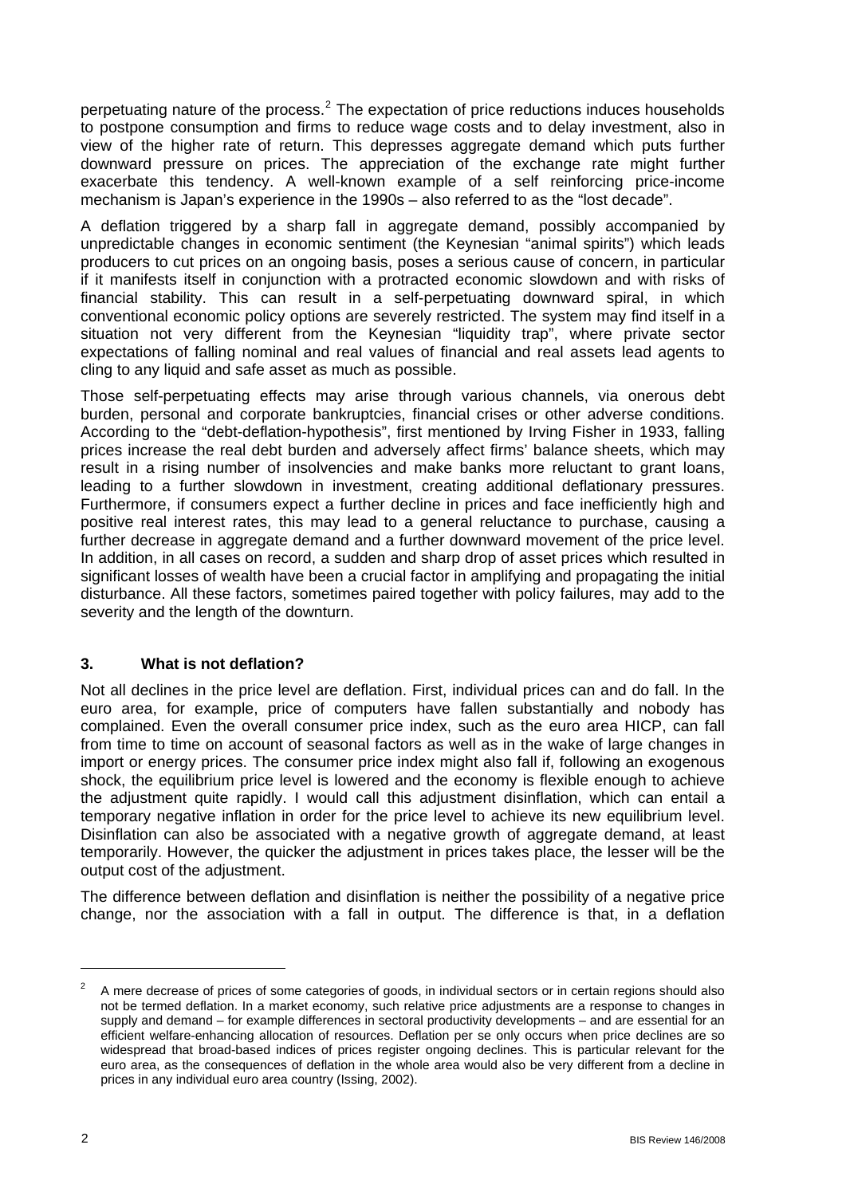perpetuating nature of the process.[2] The expectation of price reductions induces households to postpone consumption and firms to reduce wage costs and to delay investment, also in view of the higher rate of return. This depresses aggregate demand which puts further downward pressure on prices. The appreciation of the exchange rate might further exacerbate this tendency. A well-known example of a self reinforcing price-income mechanism is Japan's experience in the 1990s – also referred to as the "lost decade".

A deflation triggered by a sharp fall in aggregate demand, possibly accompanied by unpredictable changes in economic sentiment (the Keynesian "animal spirits") which leads producers to cut prices on an ongoing basis, poses a serious cause of concern, in particular if it manifests itself in conjunction with a protracted economic slowdown and with risks of financial stability. This can result in a self-perpetuating downward spiral, in which conventional economic policy options are severely restricted. The system may find itself in a situation not very different from the Keynesian "liquidity trap", where private sector expectations of falling nominal and real values of financial and real assets lead agents to cling to any liquid and safe asset as much as possible.

Those self-perpetuating effects may arise through various channels, via onerous debt burden, personal and corporate bankruptcies, financial crises or other adverse conditions. According to the "debt-deflation-hypothesis", first mentioned by Irving Fisher in 1933, falling prices increase the real debt burden and adversely affect firms' balance sheets, which may result in a rising number of insolvencies and make banks more reluctant to grant loans, leading to a further slowdown in investment, creating additional deflationary pressures. Furthermore, if consumers expect a further decline in prices and face inefficiently high and positive real interest rates, this may lead to a general reluctance to purchase, causing a further decrease in aggregate demand and a further downward movement of the price level. In addition, in all cases on record, a sudden and sharp drop of asset prices which resulted in significant losses of wealth have been a crucial factor in amplifying and propagating the initial disturbance. All these factors, sometimes paired together with policy failures, may add to the severity and the length of the downturn.

## 3. What is not deflation?

Not all declines in the price level are deflation. First, individual prices can and do fall. In the euro area, for example, price of computers have fallen substantially and nobody has complained. Even the overall consumer price index, such as the euro area HICP, can fall from time to time on account of seasonal factors as well as in the wake of large changes in import or energy prices. The consumer price index might also fall if, following an exogenous shock, the equilibrium price level is lowered and the economy is flexible enough to achieve the adjustment quite rapidly. I would call this adjustment disinflation, which can entail a temporary negative inflation in order for the price level to achieve its new equilibrium level. Disinflation can also be associated with a negative growth of aggregate demand, at least temporarily. However, the quicker the adjustment in prices takes place, the lesser will be the output cost of the adjustment.

The difference between deflation and disinflation is neither the possibility of a negative price change, nor the association with a fall in output. The difference is that, in a deflation

---

[2] A mere decrease of prices of some categories of goods, in individual sectors or in certain regions should also not be termed deflation. In a market economy, such relative price adjustments are a response to changes in supply and demand – for example differences in sectoral productivity developments – and are essential for an efficient welfare-enhancing allocation of resources. Deflation per se only occurs when price declines are so widespread that broad-based indices of prices register ongoing declines. This is particular relevant for the euro area, as the consequences of deflation in the whole area would also be very different from a decline in prices in any individual euro area country (Issing, 2002).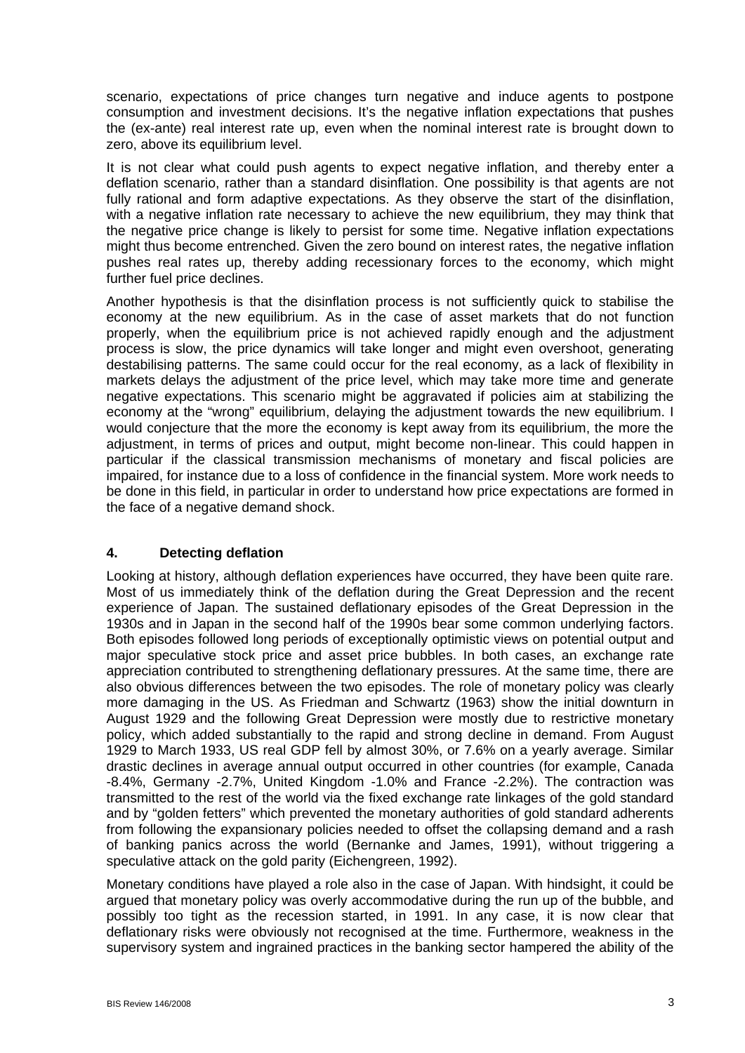scenario, expectations of price changes turn negative and induce agents to postpone consumption and investment decisions. It's the negative inflation expectations that pushes the (ex-ante) real interest rate up, even when the nominal interest rate is brought down to zero, above its equilibrium level.

It is not clear what could push agents to expect negative inflation, and thereby enter a deflation scenario, rather than a standard disinflation. One possibility is that agents are not fully rational and form adaptive expectations. As they observe the start of the disinflation, with a negative inflation rate necessary to achieve the new equilibrium, they may think that the negative price change is likely to persist for some time. Negative inflation expectations might thus become entrenched. Given the zero bound on interest rates, the negative inflation pushes real rates up, thereby adding recessionary forces to the economy, which might further fuel price declines.

Another hypothesis is that the disinflation process is not sufficiently quick to stabilise the economy at the new equilibrium. As in the case of asset markets that do not function properly, when the equilibrium price is not achieved rapidly enough and the adjustment process is slow, the price dynamics will take longer and might even overshoot, generating destabilising patterns. The same could occur for the real economy, as a lack of flexibility in markets delays the adjustment of the price level, which may take more time and generate negative expectations. This scenario might be aggravated if policies aim at stabilizing the economy at the "wrong" equilibrium, delaying the adjustment towards the new equilibrium. I would conjecture that the more the economy is kept away from its equilibrium, the more the adjustment, in terms of prices and output, might become non-linear. This could happen in particular if the classical transmission mechanisms of monetary and fiscal policies are impaired, for instance due to a loss of confidence in the financial system. More work needs to be done in this field, in particular in order to understand how price expectations are formed in the face of a negative demand shock.

## 4. Detecting deflation

Looking at history, although deflation experiences have occurred, they have been quite rare. Most of us immediately think of the deflation during the Great Depression and the recent experience of Japan. The sustained deflationary episodes of the Great Depression in the 1930s and in Japan in the second half of the 1990s bear some common underlying factors. Both episodes followed long periods of exceptionally optimistic views on potential output and major speculative stock price and asset price bubbles. In both cases, an exchange rate appreciation contributed to strengthening deflationary pressures. At the same time, there are also obvious differences between the two episodes. The role of monetary policy was clearly more damaging in the US. As Friedman and Schwartz (1963) show the initial downturn in August 1929 and the following Great Depression were mostly due to restrictive monetary policy, which added substantially to the rapid and strong decline in demand. From August 1929 to March 1933, US real GDP fell by almost 30%, or 7.6% on a yearly average. Similar drastic declines in average annual output occurred in other countries (for example, Canada -8.4%, Germany -2.7%, United Kingdom -1.0% and France -2.2%). The contraction was transmitted to the rest of the world via the fixed exchange rate linkages of the gold standard and by "golden fetters" which prevented the monetary authorities of gold standard adherents from following the expansionary policies needed to offset the collapsing demand and a rash of banking panics across the world (Bernanke and James, 1991), without triggering a speculative attack on the gold parity (Eichengreen, 1992).

Monetary conditions have played a role also in the case of Japan. With hindsight, it could be argued that monetary policy was overly accommodative during the run up of the bubble, and possibly too tight as the recession started, in 1991. In any case, it is now clear that deflationary risks were obviously not recognised at the time. Furthermore, weakness in the supervisory system and ingrained practices in the banking sector hampered the ability of the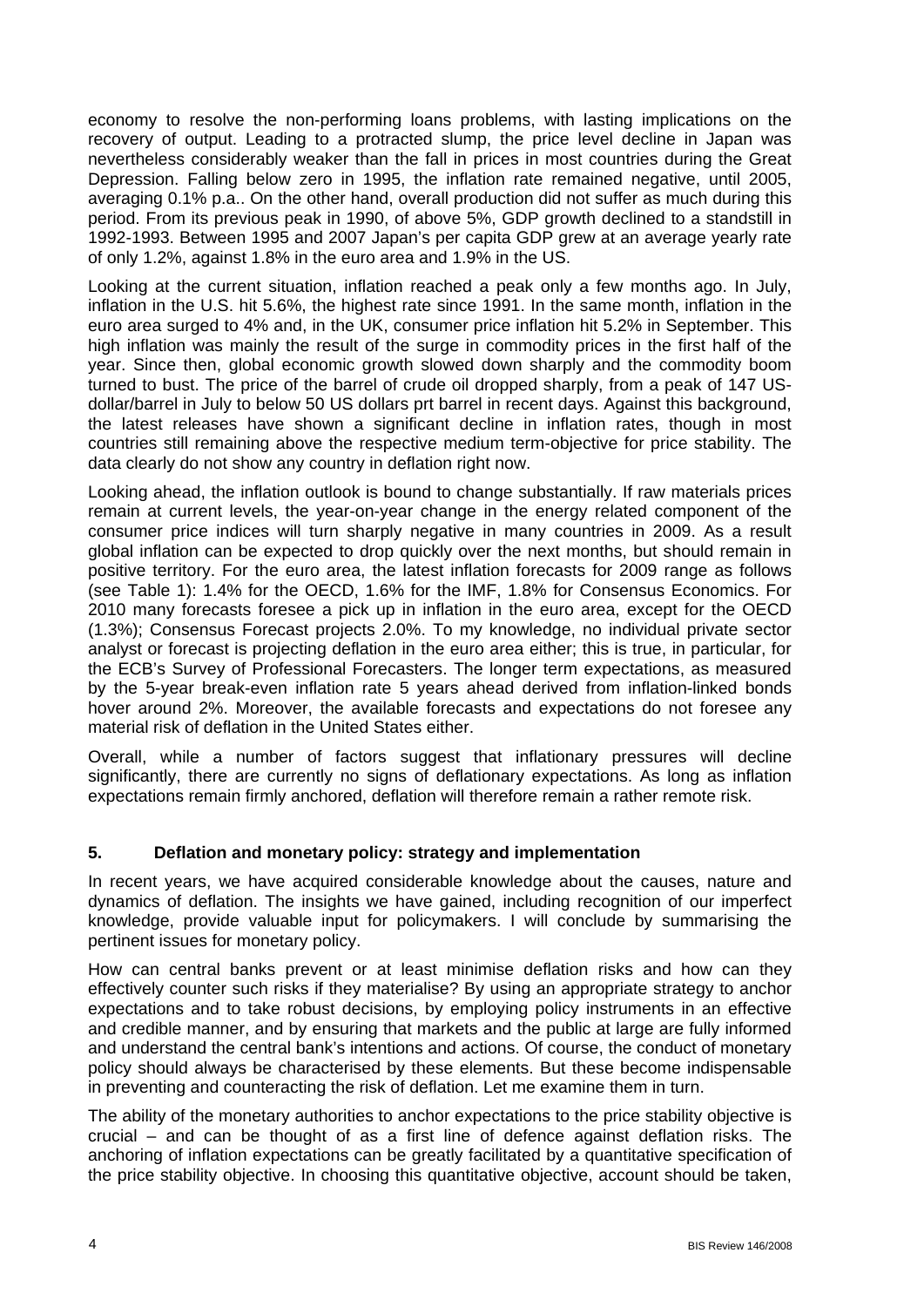economy to resolve the non-performing loans problems, with lasting implications on the recovery of output. Leading to a protracted slump, the price level decline in Japan was nevertheless considerably weaker than the fall in prices in most countries during the Great Depression. Falling below zero in 1995, the inflation rate remained negative, until 2005, averaging 0.1% p.a.. On the other hand, overall production did not suffer as much during this period. From its previous peak in 1990, of above 5%, GDP growth declined to a standstill in 1992-1993. Between 1995 and 2007 Japan's per capita GDP grew at an average yearly rate of only 1.2%, against 1.8% in the euro area and 1.9% in the US.

Looking at the current situation, inflation reached a peak only a few months ago. In July, inflation in the U.S. hit 5.6%, the highest rate since 1991. In the same month, inflation in the euro area surged to 4% and, in the UK, consumer price inflation hit 5.2% in September. This high inflation was mainly the result of the surge in commodity prices in the first half of the year. Since then, global economic growth slowed down sharply and the commodity boom turned to bust. The price of the barrel of crude oil dropped sharply, from a peak of 147 US-dollar/barrel in July to below 50 US dollars prt barrel in recent days. Against this background, the latest releases have shown a significant decline in inflation rates, though in most countries still remaining above the respective medium term-objective for price stability. The data clearly do not show any country in deflation right now.

Looking ahead, the inflation outlook is bound to change substantially. If raw materials prices remain at current levels, the year-on-year change in the energy related component of the consumer price indices will turn sharply negative in many countries in 2009. As a result global inflation can be expected to drop quickly over the next months, but should remain in positive territory. For the euro area, the latest inflation forecasts for 2009 range as follows (see Table 1): 1.4% for the OECD, 1.6% for the IMF, 1.8% for Consensus Economics. For 2010 many forecasts foresee a pick up in inflation in the euro area, except for the OECD (1.3%); Consensus Forecast projects 2.0%. To my knowledge, no individual private sector analyst or forecast is projecting deflation in the euro area either; this is true, in particular, for the ECB's Survey of Professional Forecasters. The longer term expectations, as measured by the 5-year break-even inflation rate 5 years ahead derived from inflation-linked bonds hover around 2%. Moreover, the available forecasts and expectations do not foresee any material risk of deflation in the United States either.

Overall, while a number of factors suggest that inflationary pressures will decline significantly, there are currently no signs of deflationary expectations. As long as inflation expectations remain firmly anchored, deflation will therefore remain a rather remote risk.

## 5. Deflation and monetary policy: strategy and implementation

In recent years, we have acquired considerable knowledge about the causes, nature and dynamics of deflation. The insights we have gained, including recognition of our imperfect knowledge, provide valuable input for policymakers. I will conclude by summarising the pertinent issues for monetary policy.

How can central banks prevent or at least minimise deflation risks and how can they effectively counter such risks if they materialise? By using an appropriate strategy to anchor expectations and to take robust decisions, by employing policy instruments in an effective and credible manner, and by ensuring that markets and the public at large are fully informed and understand the central bank's intentions and actions. Of course, the conduct of monetary policy should always be characterised by these elements. But these become indispensable in preventing and counteracting the risk of deflation. Let me examine them in turn.

The ability of the monetary authorities to anchor expectations to the price stability objective is crucial – and can be thought of as a first line of defence against deflation risks. The anchoring of inflation expectations can be greatly facilitated by a quantitative specification of the price stability objective. In choosing this quantitative objective, account should be taken,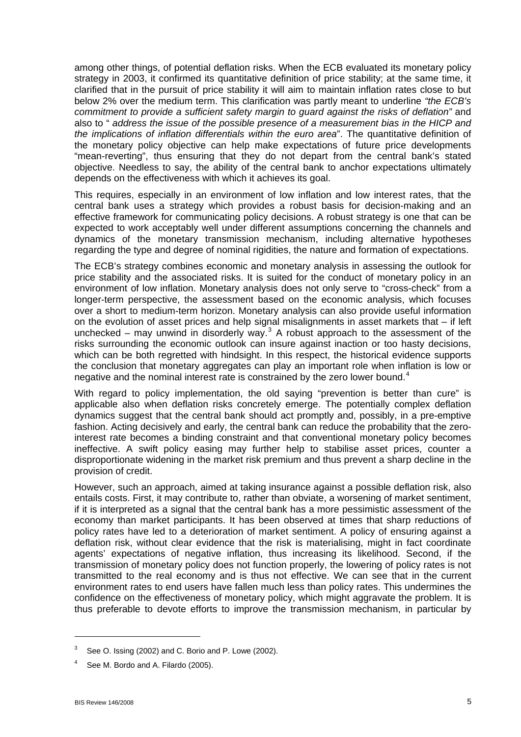among other things, of potential deflation risks. When the ECB evaluated its monetary policy strategy in 2003, it confirmed its quantitative definition of price stability; at the same time, it clarified that in the pursuit of price stability it will aim to maintain inflation rates close to but below 2% over the medium term. This clarification was partly meant to underline *"the ECB's commitment to provide a sufficient safety margin to guard against the risks of deflation"* and also to " *address the issue of the possible presence of a measurement bias in the HICP and the implications of inflation differentials within the euro area*". The quantitative definition of the monetary policy objective can help make expectations of future price developments "mean-reverting", thus ensuring that they do not depart from the central bank's stated objective. Needless to say, the ability of the central bank to anchor expectations ultimately depends on the effectiveness with which it achieves its goal.

This requires, especially in an environment of low inflation and low interest rates, that the central bank uses a strategy which provides a robust basis for decision-making and an effective framework for communicating policy decisions. A robust strategy is one that can be expected to work acceptably well under different assumptions concerning the channels and dynamics of the monetary transmission mechanism, including alternative hypotheses regarding the type and degree of nominal rigidities, the nature and formation of expectations.

The ECB's strategy combines economic and monetary analysis in assessing the outlook for price stability and the associated risks. It is suited for the conduct of monetary policy in an environment of low inflation. Monetary analysis does not only serve to "cross-check" from a longer-term perspective, the assessment based on the economic analysis, which focuses over a short to medium-term horizon. Monetary analysis can also provide useful information on the evolution of asset prices and help signal misalignments in asset markets that – if left unchecked – may unwind in disorderly way.[3] A robust approach to the assessment of the risks surrounding the economic outlook can insure against inaction or too hasty decisions, which can be both regretted with hindsight. In this respect, the historical evidence supports the conclusion that monetary aggregates can play an important role when inflation is low or negative and the nominal interest rate is constrained by the zero lower bound.[4]

With regard to policy implementation, the old saying "prevention is better than cure" is applicable also when deflation risks concretely emerge. The potentially complex deflation dynamics suggest that the central bank should act promptly and, possibly, in a pre-emptive fashion. Acting decisively and early, the central bank can reduce the probability that the zero-interest rate becomes a binding constraint and that conventional monetary policy becomes ineffective. A swift policy easing may further help to stabilise asset prices, counter a disproportionate widening in the market risk premium and thus prevent a sharp decline in the provision of credit.

However, such an approach, aimed at taking insurance against a possible deflation risk, also entails costs. First, it may contribute to, rather than obviate, a worsening of market sentiment, if it is interpreted as a signal that the central bank has a more pessimistic assessment of the economy than market participants. It has been observed at times that sharp reductions of policy rates have led to a deterioration of market sentiment. A policy of ensuring against a deflation risk, without clear evidence that the risk is materialising, might in fact coordinate agents' expectations of negative inflation, thus increasing its likelihood. Second, if the transmission of monetary policy does not function properly, the lowering of policy rates is not transmitted to the real economy and is thus not effective. We can see that in the current environment rates to end users have fallen much less than policy rates. This undermines the confidence on the effectiveness of monetary policy, which might aggravate the problem. It is thus preferable to devote efforts to improve the transmission mechanism, in particular by

---

[3] See O. Issing (2002) and C. Borio and P. Lowe (2002).

[4] See M. Bordo and A. Filardo (2005).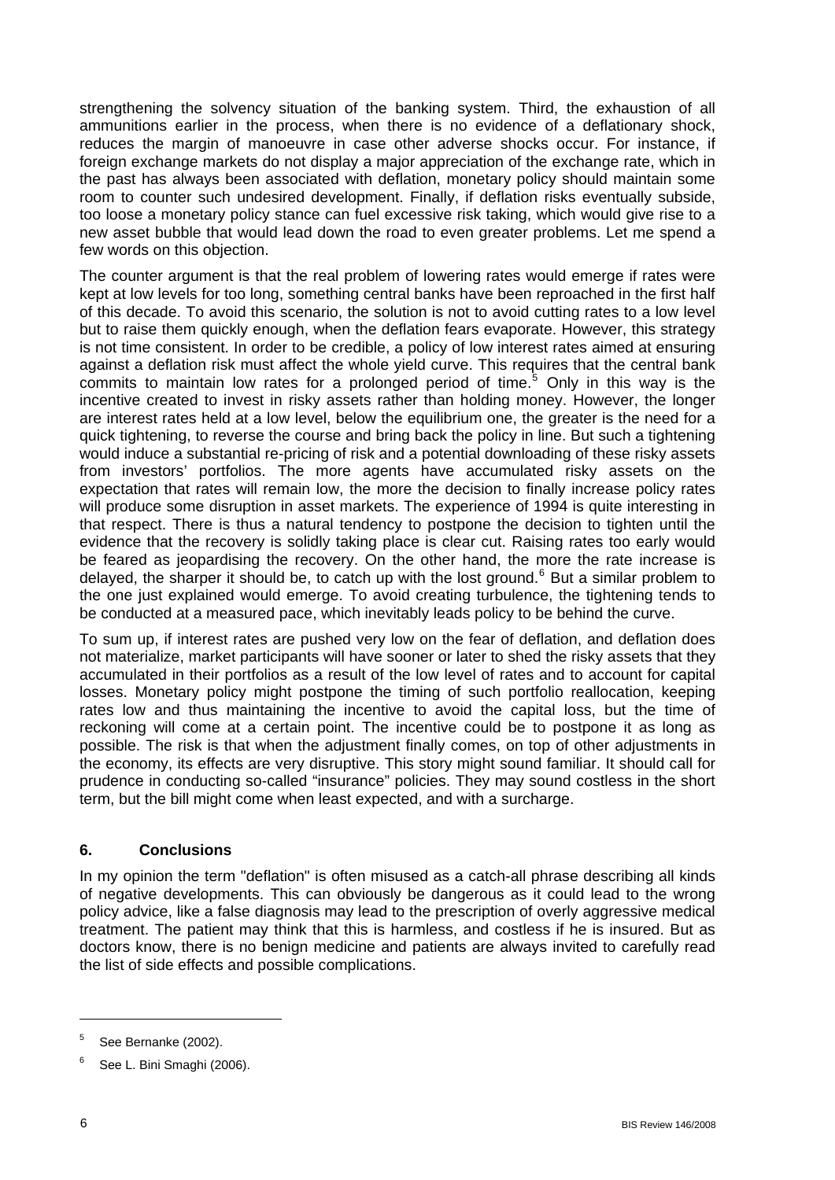strengthening the solvency situation of the banking system. Third, the exhaustion of all ammunitions earlier in the process, when there is no evidence of a deflationary shock, reduces the margin of manoeuvre in case other adverse shocks occur. For instance, if foreign exchange markets do not display a major appreciation of the exchange rate, which in the past has always been associated with deflation, monetary policy should maintain some room to counter such undesired development. Finally, if deflation risks eventually subside, too loose a monetary policy stance can fuel excessive risk taking, which would give rise to a new asset bubble that would lead down the road to even greater problems. Let me spend a few words on this objection.

The counter argument is that the real problem of lowering rates would emerge if rates were kept at low levels for too long, something central banks have been reproached in the first half of this decade. To avoid this scenario, the solution is not to avoid cutting rates to a low level but to raise them quickly enough, when the deflation fears evaporate. However, this strategy is not time consistent. In order to be credible, a policy of low interest rates aimed at ensuring against a deflation risk must affect the whole yield curve. This requires that the central bank commits to maintain low rates for a prolonged period of time.[5] Only in this way is the incentive created to invest in risky assets rather than holding money. However, the longer are interest rates held at a low level, below the equilibrium one, the greater is the need for a quick tightening, to reverse the course and bring back the policy in line. But such a tightening would induce a substantial re-pricing of risk and a potential downloading of these risky assets from investors' portfolios. The more agents have accumulated risky assets on the expectation that rates will remain low, the more the decision to finally increase policy rates will produce some disruption in asset markets. The experience of 1994 is quite interesting in that respect. There is thus a natural tendency to postpone the decision to tighten until the evidence that the recovery is solidly taking place is clear cut. Raising rates too early would be feared as jeopardising the recovery. On the other hand, the more the rate increase is delayed, the sharper it should be, to catch up with the lost ground.[6] But a similar problem to the one just explained would emerge. To avoid creating turbulence, the tightening tends to be conducted at a measured pace, which inevitably leads policy to be behind the curve.

To sum up, if interest rates are pushed very low on the fear of deflation, and deflation does not materialize, market participants will have sooner or later to shed the risky assets that they accumulated in their portfolios as a result of the low level of rates and to account for capital losses. Monetary policy might postpone the timing of such portfolio reallocation, keeping rates low and thus maintaining the incentive to avoid the capital loss, but the time of reckoning will come at a certain point. The incentive could be to postpone it as long as possible. The risk is that when the adjustment finally comes, on top of other adjustments in the economy, its effects are very disruptive. This story might sound familiar. It should call for prudence in conducting so-called "insurance" policies. They may sound costless in the short term, but the bill might come when least expected, and with a surcharge.

## 6. Conclusions

In my opinion the term "deflation" is often misused as a catch-all phrase describing all kinds of negative developments. This can obviously be dangerous as it could lead to the wrong policy advice, like a false diagnosis may lead to the prescription of overly aggressive medical treatment. The patient may think that this is harmless, and costless if he is insured. But as doctors know, there is no benign medicine and patients are always invited to carefully read the list of side effects and possible complications.

---

[5] See Bernanke (2002).

[6] See L. Bini Smaghi (2006).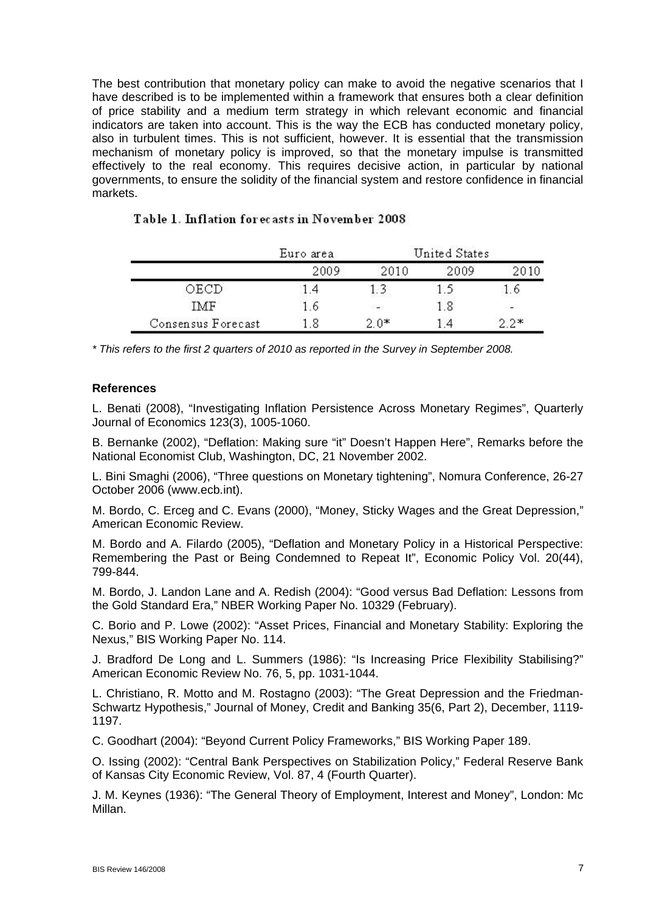The best contribution that monetary policy can make to avoid the negative scenarios that I have described is to be implemented within a framework that ensures both a clear definition of price stability and a medium term strategy in which relevant economic and financial indicators are taken into account. This is the way the ECB has conducted monetary policy, also in turbulent times. This is not sufficient, however. It is essential that the transmission mechanism of monetary policy is improved, so that the monetary impulse is transmitted effectively to the real economy. This requires decisive action, in particular by national governments, to ensure the solidity of the financial system and restore confidence in financial markets.

Table 1. Inflation forecasts in November 2008

| | Euro area | | United States | |
|---|---|---|---|---|
| | 2009 | 2010 | 2009 | 2010 |
| OECD | 1.4 | 1.3 | 1.5 | 1.6 |
| IMF | 1.6 | - | 1.8 | - |
| Consensus Forecast | 1.8 | 2.0* | 1.4 | 2.2* |

*\* This refers to the first 2 quarters of 2010 as reported in the Survey in September 2008.*

**References**

L. Benati (2008), "Investigating Inflation Persistence Across Monetary Regimes", Quarterly Journal of Economics 123(3), 1005-1060.

B. Bernanke (2002), "Deflation: Making sure "it" Doesn't Happen Here", Remarks before the National Economist Club, Washington, DC, 21 November 2002.

L. Bini Smaghi (2006), "Three questions on Monetary tightening", Nomura Conference, 26-27 October 2006 (www.ecb.int).

M. Bordo, C. Erceg and C. Evans (2000), "Money, Sticky Wages and the Great Depression," American Economic Review.

M. Bordo and A. Filardo (2005), "Deflation and Monetary Policy in a Historical Perspective: Remembering the Past or Being Condemned to Repeat It", Economic Policy Vol. 20(44), 799-844.

M. Bordo, J. Landon Lane and A. Redish (2004): "Good versus Bad Deflation: Lessons from the Gold Standard Era," NBER Working Paper No. 10329 (February).

C. Borio and P. Lowe (2002): "Asset Prices, Financial and Monetary Stability: Exploring the Nexus," BIS Working Paper No. 114.

J. Bradford De Long and L. Summers (1986): "Is Increasing Price Flexibility Stabilising?" American Economic Review No. 76, 5, pp. 1031-1044.

L. Christiano, R. Motto and M. Rostagno (2003): "The Great Depression and the Friedman-Schwartz Hypothesis," Journal of Money, Credit and Banking 35(6, Part 2), December, 1119-1197.

C. Goodhart (2004): "Beyond Current Policy Frameworks," BIS Working Paper 189.

O. Issing (2002): "Central Bank Perspectives on Stabilization Policy," Federal Reserve Bank of Kansas City Economic Review, Vol. 87, 4 (Fourth Quarter).

J. M. Keynes (1936): "The General Theory of Employment, Interest and Money", London: Mc Millan.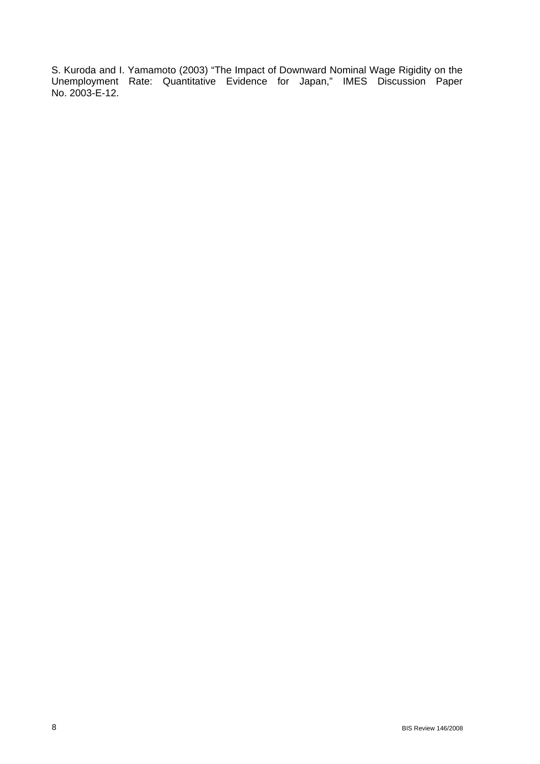S. Kuroda and I. Yamamoto (2003) “The Impact of Downward Nominal Wage Rigidity on the Unemployment Rate: Quantitative Evidence for Japan,” IMES Discussion Paper No. 2003-E-12.